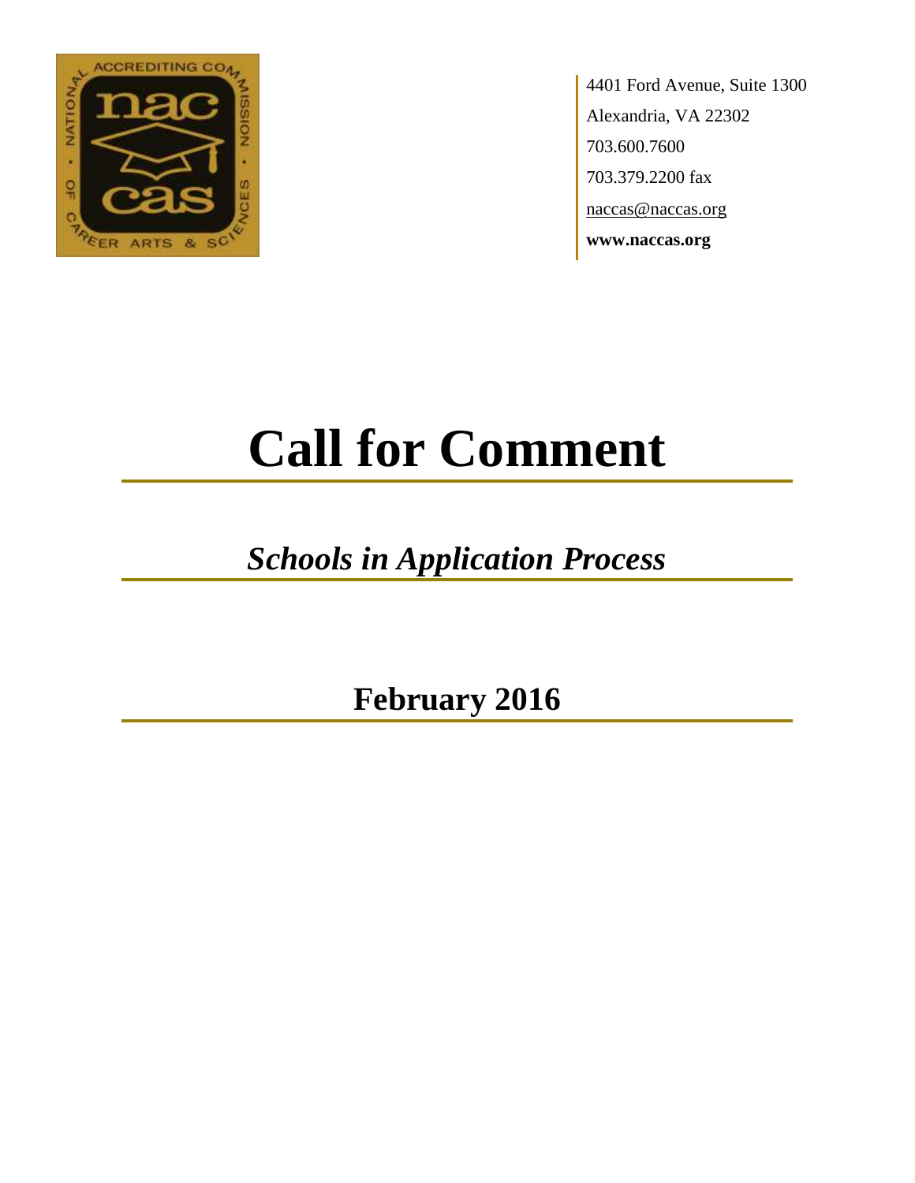4401 Ford Avenue, Suite 1300
Alexandria, VA 22302
703.600.7600
703.379.2200 fax
naccas@naccas.org
**www.naccas.org**

# Call for Comment

## *Schools in Application Process*

## February 2016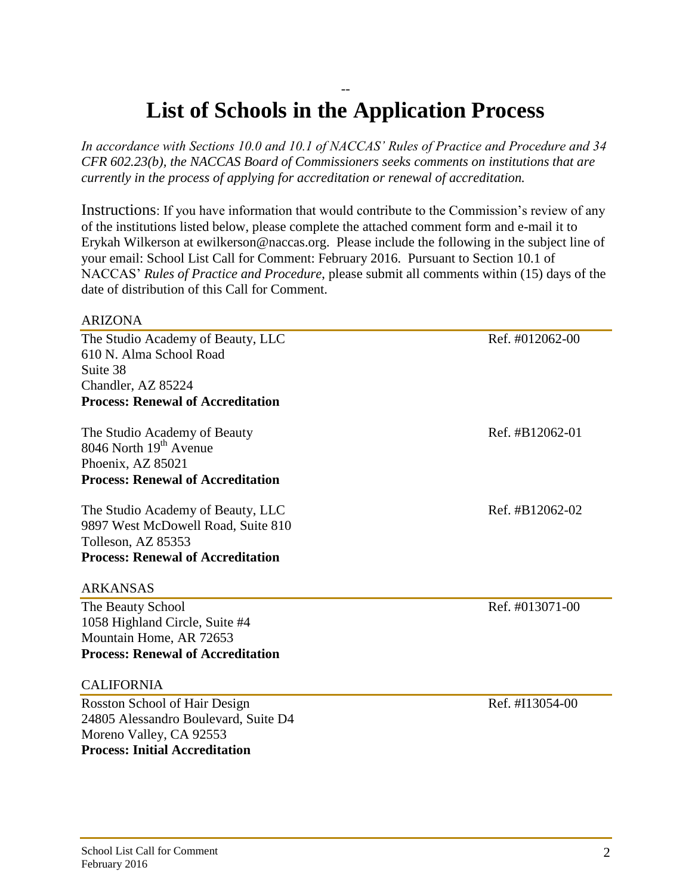--

# List of Schools in the Application Process

*In accordance with Sections 10.0 and 10.1 of NACCAS' Rules of Practice and Procedure and 34 CFR 602.23(b), the NACCAS Board of Commissioners seeks comments on institutions that are currently in the process of applying for accreditation or renewal of accreditation.*

Instructions: If you have information that would contribute to the Commission's review of any of the institutions listed below, please complete the attached comment form and e-mail it to Erykah Wilkerson at ewilkerson@naccas.org. Please include the following in the subject line of your email: School List Call for Comment: February 2016. Pursuant to Section 10.1 of NACCAS' *Rules of Practice and Procedure,* please submit all comments within (15) days of the date of distribution of this Call for Comment.

## ARIZONA

The Studio Academy of Beauty, LLC — Ref. #012062-00
610 N. Alma School Road
Suite 38
Chandler, AZ 85224
**Process: Renewal of Accreditation**

The Studio Academy of Beauty — Ref. #B12062-01
8046 North 19th Avenue
Phoenix, AZ 85021
**Process: Renewal of Accreditation**

The Studio Academy of Beauty, LLC — Ref. #B12062-02
9897 West McDowell Road, Suite 810
Tolleson, AZ 85353
**Process: Renewal of Accreditation**

## ARKANSAS

The Beauty School — Ref. #013071-00
1058 Highland Circle, Suite #4
Mountain Home, AR 72653
**Process: Renewal of Accreditation**

## CALIFORNIA

Rosston School of Hair Design — Ref. #I13054-00
24805 Alessandro Boulevard, Suite D4
Moreno Valley, CA 92553
**Process: Initial Accreditation**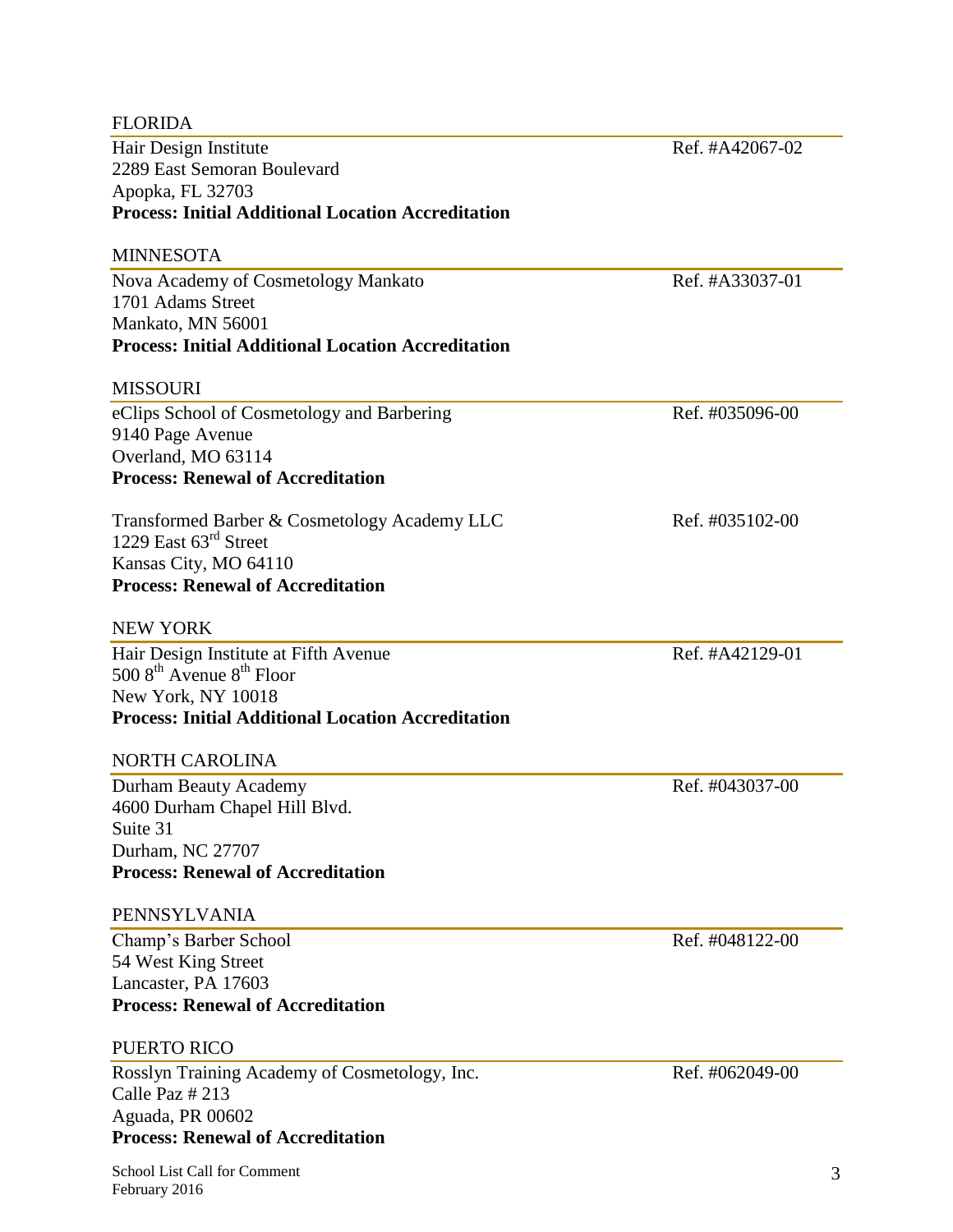## FLORIDA

Hair Design Institute — Ref. #A42067-02
2289 East Semoran Boulevard
Apopka, FL 32703
**Process: Initial Additional Location Accreditation**

## MINNESOTA

Nova Academy of Cosmetology Mankato — Ref. #A33037-01
1701 Adams Street
Mankato, MN 56001
**Process: Initial Additional Location Accreditation**

## MISSOURI

eClips School of Cosmetology and Barbering — Ref. #035096-00
9140 Page Avenue
Overland, MO 63114
**Process: Renewal of Accreditation**

Transformed Barber & Cosmetology Academy LLC — Ref. #035102-00
1229 East 63rd Street
Kansas City, MO 64110
**Process: Renewal of Accreditation**

## NEW YORK

Hair Design Institute at Fifth Avenue — Ref. #A42129-01
500 8th Avenue 8th Floor
New York, NY 10018
**Process: Initial Additional Location Accreditation**

## NORTH CAROLINA

Durham Beauty Academy — Ref. #043037-00
4600 Durham Chapel Hill Blvd.
Suite 31
Durham, NC 27707
**Process: Renewal of Accreditation**

## PENNSYLVANIA

Champ's Barber School — Ref. #048122-00
54 West King Street
Lancaster, PA 17603
**Process: Renewal of Accreditation**

## PUERTO RICO

Rosslyn Training Academy of Cosmetology, Inc. — Ref. #062049-00
Calle Paz # 213
Aguada, PR 00602
**Process: Renewal of Accreditation**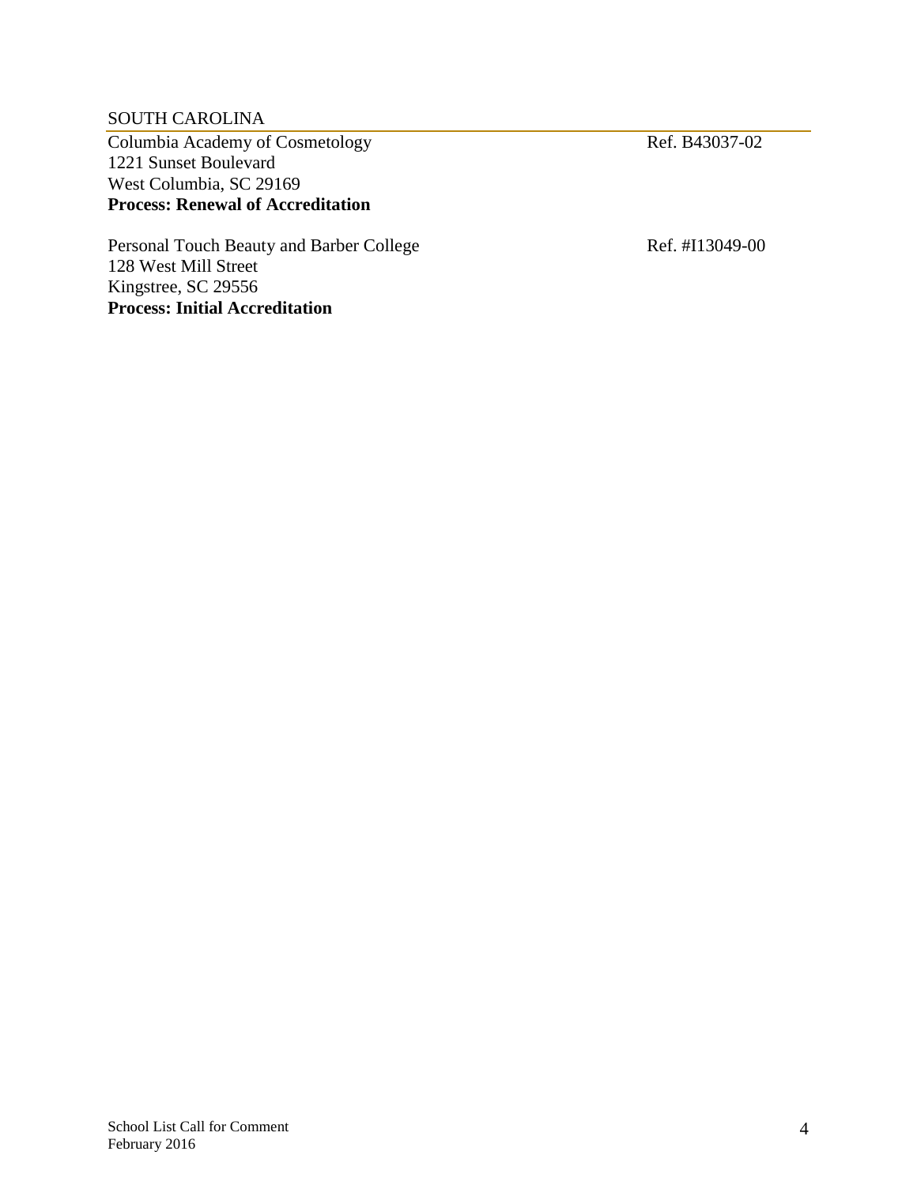## SOUTH CAROLINA

Columbia Academy of Cosmetology    Ref. B43037-02
1221 Sunset Boulevard
West Columbia, SC 29169
**Process: Renewal of Accreditation**

Personal Touch Beauty and Barber College    Ref. #I13049-00
128 West Mill Street
Kingstree, SC 29556
**Process: Initial Accreditation**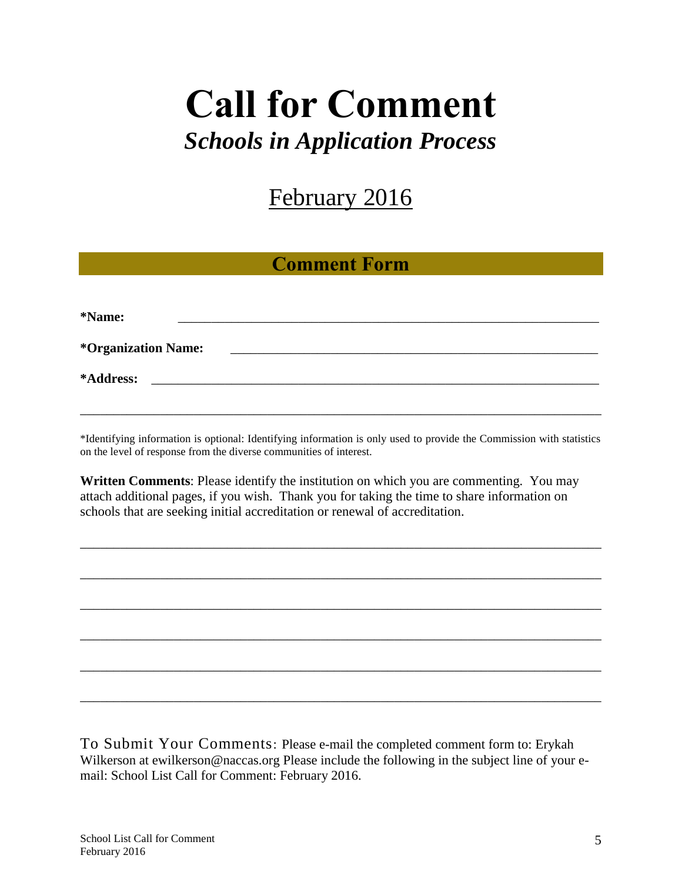# Call for Comment

## *Schools in Application Process*

February 2016

## Comment Form

**\*Name:** ____________________________________________________________

**\*Organization Name:** ____________________________________________________

**\*Address:** _________________________________________________________________

_________________________________________________________________________

\*Identifying information is optional: Identifying information is only used to provide the Commission with statistics on the level of response from the diverse communities of interest.

**Written Comments**: Please identify the institution on which you are commenting. You may attach additional pages, if you wish. Thank you for taking the time to share information on schools that are seeking initial accreditation or renewal of accreditation.

_________________________________________________________________________

_________________________________________________________________________

_________________________________________________________________________

_________________________________________________________________________

_________________________________________________________________________

_________________________________________________________________________

To Submit Your Comments: Please e-mail the completed comment form to: Erykah Wilkerson at ewilkerson@naccas.org Please include the following in the subject line of your e-mail: School List Call for Comment: February 2016.